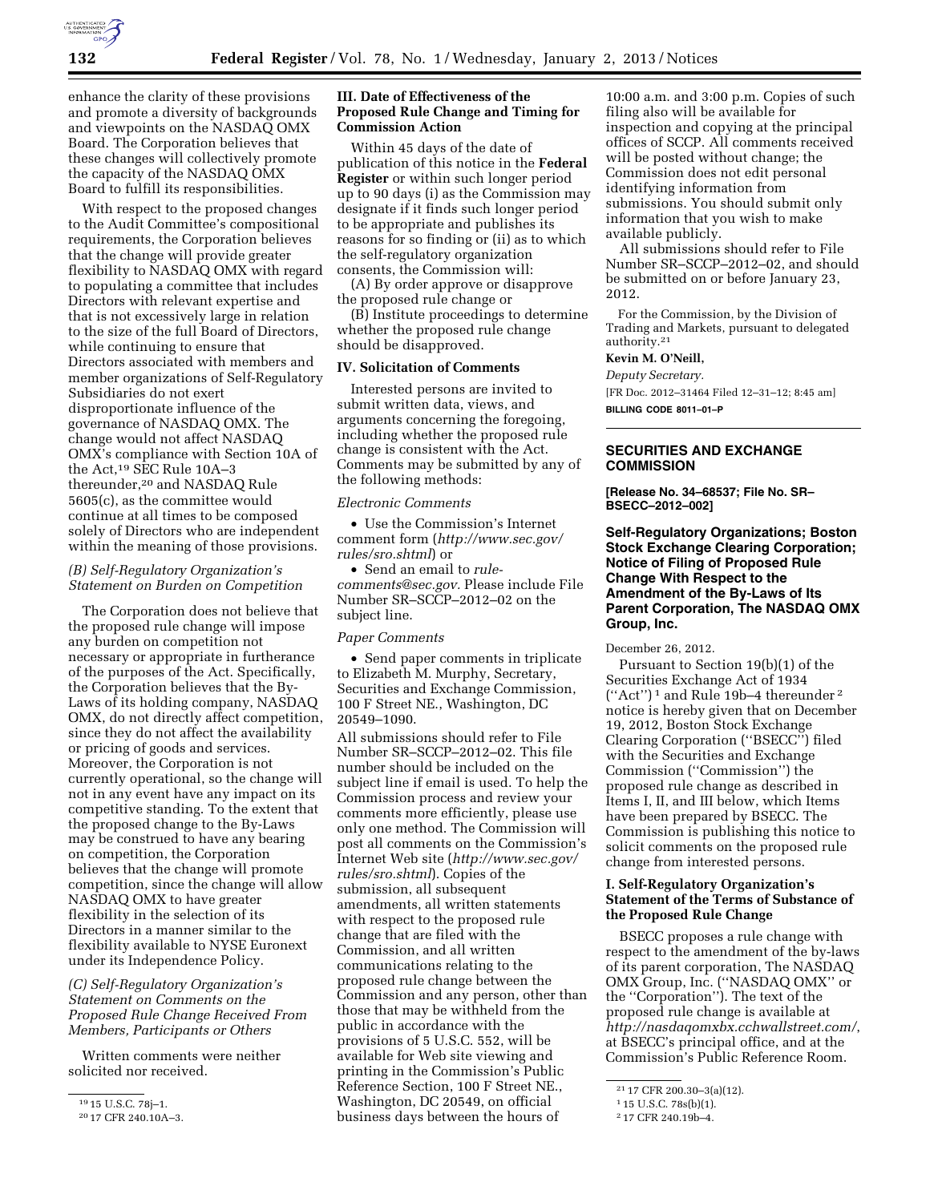enhance the clarity of these provisions and promote a diversity of backgrounds and viewpoints on the NASDAQ OMX Board. The Corporation believes that these changes will collectively promote the capacity of the NASDAQ OMX Board to fulfill its responsibilities.

With respect to the proposed changes to the Audit Committee's compositional requirements, the Corporation believes that the change will provide greater flexibility to NASDAQ OMX with regard to populating a committee that includes Directors with relevant expertise and that is not excessively large in relation to the size of the full Board of Directors, while continuing to ensure that Directors associated with members and member organizations of Self-Regulatory Subsidiaries do not exert disproportionate influence of the governance of NASDAQ OMX. The change would not affect NASDAQ OMX's compliance with Section 10A of the Act,[19] SEC Rule 10A–3 thereunder,[20] and NASDAQ Rule 5605(c), as the committee would continue at all times to be composed solely of Directors who are independent within the meaning of those provisions.

*(B) Self-Regulatory Organization's Statement on Burden on Competition*

The Corporation does not believe that the proposed rule change will impose any burden on competition not necessary or appropriate in furtherance of the purposes of the Act. Specifically, the Corporation believes that the By-Laws of its holding company, NASDAQ OMX, do not directly affect competition, since they do not affect the availability or pricing of goods and services. Moreover, the Corporation is not currently operational, so the change will not in any event have any impact on its competitive standing. To the extent that the proposed change to the By-Laws may be construed to have any bearing on competition, the Corporation believes that the change will promote competition, since the change will allow NASDAQ OMX to have greater flexibility in the selection of its Directors in a manner similar to the flexibility available to NYSE Euronext under its Independence Policy.

*(C) Self-Regulatory Organization's Statement on Comments on the Proposed Rule Change Received From Members, Participants or Others*

Written comments were neither solicited nor received.

[19] 15 U.S.C. 78j–1.

[20] 17 CFR 240.10A–3.

**III. Date of Effectiveness of the Proposed Rule Change and Timing for Commission Action**

Within 45 days of the date of publication of this notice in the **Federal Register** or within such longer period up to 90 days (i) as the Commission may designate if it finds such longer period to be appropriate and publishes its reasons for so finding or (ii) as to which the self-regulatory organization consents, the Commission will:

(A) By order approve or disapprove the proposed rule change or

(B) Institute proceedings to determine whether the proposed rule change should be disapproved.

**IV. Solicitation of Comments**

Interested persons are invited to submit written data, views, and arguments concerning the foregoing, including whether the proposed rule change is consistent with the Act. Comments may be submitted by any of the following methods:

*Electronic Comments*

- Use the Commission's Internet comment form (*http://www.sec.gov/rules/sro.shtml*) or
- Send an email to *rule-comments@sec.gov.* Please include File Number SR–SCCP–2012–02 on the subject line.

*Paper Comments*

- Send paper comments in triplicate to Elizabeth M. Murphy, Secretary, Securities and Exchange Commission, 100 F Street NE., Washington, DC 20549–1090.

All submissions should refer to File Number SR–SCCP–2012–02. This file number should be included on the subject line if email is used. To help the Commission process and review your comments more efficiently, please use only one method. The Commission will post all comments on the Commission's Internet Web site (*http://www.sec.gov/rules/sro.shtml*). Copies of the submission, all subsequent amendments, all written statements with respect to the proposed rule change that are filed with the Commission, and all written communications relating to the proposed rule change between the Commission and any person, other than those that may be withheld from the public in accordance with the provisions of 5 U.S.C. 552, will be available for Web site viewing and printing in the Commission's Public Reference Section, 100 F Street NE., Washington, DC 20549, on official business days between the hours of 10:00 a.m. and 3:00 p.m. Copies of such filing also will be available for inspection and copying at the principal offices of SCCP. All comments received will be posted without change; the Commission does not edit personal identifying information from submissions. You should submit only information that you wish to make available publicly.

All submissions should refer to File Number SR–SCCP–2012–02, and should be submitted on or before January 23, 2012.

For the Commission, by the Division of Trading and Markets, pursuant to delegated authority.[21]

**Kevin M. O'Neill,**

*Deputy Secretary.*

[FR Doc. 2012–31464 Filed 12–31–12; 8:45 am]

**BILLING CODE 8011–01–P**

[21] 17 CFR 200.30–3(a)(12).

---

## SECURITIES AND EXCHANGE COMMISSION

**[Release No. 34–68537; File No. SR–BSECC–2012–002]**

### Self-Regulatory Organizations; Boston Stock Exchange Clearing Corporation; Notice of Filing of Proposed Rule Change With Respect to the Amendment of the By-Laws of Its Parent Corporation, The NASDAQ OMX Group, Inc.

December 26, 2012.

Pursuant to Section 19(b)(1) of the Securities Exchange Act of 1934 (''Act'')[1] and Rule 19b–4 thereunder[2] notice is hereby given that on December 19, 2012, Boston Stock Exchange Clearing Corporation (''BSECC'') filed with the Securities and Exchange Commission (''Commission'') the proposed rule change as described in Items I, II, and III below, which Items have been prepared by BSECC. The Commission is publishing this notice to solicit comments on the proposed rule change from interested persons.

**I. Self-Regulatory Organization's Statement of the Terms of Substance of the Proposed Rule Change**

BSECC proposes a rule change with respect to the amendment of the by-laws of its parent corporation, The NASDAQ OMX Group, Inc. (''NASDAQ OMX'' or the ''Corporation''). The text of the proposed rule change is available at *http://nasdaqomxbx.cchwallstreet.com/*, at BSECC's principal office, and at the Commission's Public Reference Room.

[1] 15 U.S.C. 78s(b)(1).

[2] 17 CFR 240.19b–4.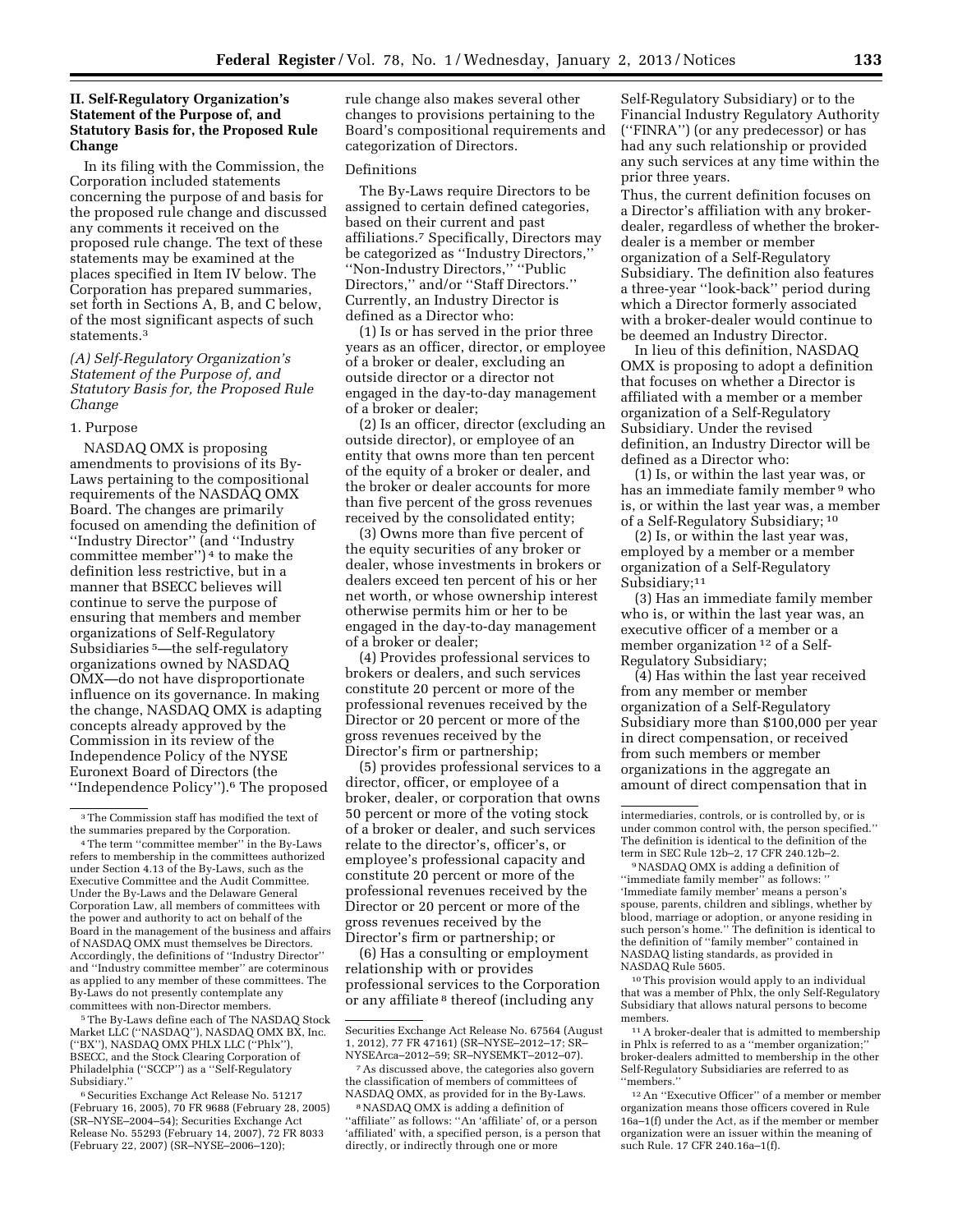## II. Self-Regulatory Organization's Statement of the Purpose of, and Statutory Basis for, the Proposed Rule Change

In its filing with the Commission, the Corporation included statements concerning the purpose of and basis for the proposed rule change and discussed any comments it received on the proposed rule change. The text of these statements may be examined at the places specified in Item IV below. The Corporation has prepared summaries, set forth in Sections A, B, and C below, of the most significant aspects of such statements.[3]

### *(A) Self-Regulatory Organization's Statement of the Purpose of, and Statutory Basis for, the Proposed Rule Change*

#### 1. Purpose

NASDAQ OMX is proposing amendments to provisions of its By-Laws pertaining to the compositional requirements of the NASDAQ OMX Board. The changes are primarily focused on amending the definition of ''Industry Director'' (and ''Industry committee member'')[4] to make the definition less restrictive, but in a manner that BSECC believes will continue to serve the purpose of ensuring that members and member organizations of Self-Regulatory Subsidiaries[5]—the self-regulatory organizations owned by NASDAQ OMX—do not have disproportionate influence on its governance. In making the change, NASDAQ OMX is adapting concepts already approved by the Commission in its review of the Independence Policy of the NYSE Euronext Board of Directors (the ''Independence Policy'').[6] The proposed rule change also makes several other changes to provisions pertaining to the Board's compositional requirements and categorization of Directors.

#### Definitions

The By-Laws require Directors to be assigned to certain defined categories, based on their current and past affiliations.[7] Specifically, Directors may be categorized as ''Industry Directors,'' ''Non-Industry Directors,'' ''Public Directors,'' and/or ''Staff Directors.'' Currently, an Industry Director is defined as a Director who:

(1) Is or has served in the prior three years as an officer, director, or employee of a broker or dealer, excluding an outside director or a director not engaged in the day-to-day management of a broker or dealer;

(2) Is an officer, director (excluding an outside director), or employee of an entity that owns more than ten percent of the equity of a broker or dealer, and the broker or dealer accounts for more than five percent of the gross revenues received by the consolidated entity;

(3) Owns more than five percent of the equity securities of any broker or dealer, whose investments in brokers or dealers exceed ten percent of his or her net worth, or whose ownership interest otherwise permits him or her to be engaged in the day-to-day management of a broker or dealer;

(4) Provides professional services to brokers or dealers, and such services constitute 20 percent or more of the professional revenues received by the Director or 20 percent or more of the gross revenues received by the Director's firm or partnership;

(5) provides professional services to a director, officer, or employee of a broker, dealer, or corporation that owns 50 percent or more of the voting stock of a broker or dealer, and such services relate to the director's, officer's, or employee's professional capacity and constitute 20 percent or more of the professional revenues received by the Director or 20 percent or more of the gross revenues received by the Director's firm or partnership; or

(6) Has a consulting or employment relationship with or provides professional services to the Corporation or any affiliate[8] thereof (including any Self-Regulatory Subsidiary) or to the Financial Industry Regulatory Authority (''FINRA'') (or any predecessor) or has had any such relationship or provided any such services at any time within the prior three years.

Thus, the current definition focuses on a Director's affiliation with any broker-dealer, regardless of whether the broker-dealer is a member or member organization of a Self-Regulatory Subsidiary. The definition also features a three-year ''look-back'' period during which a Director formerly associated with a broker-dealer would continue to be deemed an Industry Director.

In lieu of this definition, NASDAQ OMX is proposing to adopt a definition that focuses on whether a Director is affiliated with a member or a member organization of a Self-Regulatory Subsidiary. Under the revised definition, an Industry Director will be defined as a Director who:

(1) Is, or within the last year was, or has an immediate family member[9] who is, or within the last year was, a member of a Self-Regulatory Subsidiary;[10]

(2) Is, or within the last year was, employed by a member or a member organization of a Self-Regulatory Subsidiary;[11]

(3) Has an immediate family member who is, or within the last year was, an executive officer of a member or a member organization[12] of a Self-Regulatory Subsidiary;

(4) Has within the last year received from any member or member organization of a Self-Regulatory Subsidiary more than $100,000 per year in direct compensation, or received from such members or member organizations in the aggregate an amount of direct compensation that in

---

[3] The Commission staff has modified the text of the summaries prepared by the Corporation.

[4] The term ''committee member'' in the By-Laws refers to membership in the committees authorized under Section 4.13 of the By-Laws, such as the Executive Committee and the Audit Committee. Under the By-Laws and the Delaware General Corporation Law, all members of committees with the power and authority to act on behalf of the Board in the management of the business and affairs of NASDAQ OMX must themselves be Directors. Accordingly, the definitions of ''Industry Director'' and ''Industry committee member'' are coterminous as applied to any member of these committees. The By-Laws do not presently contemplate any committees with non-Director members.

[5] The By-Laws define each of The NASDAQ Stock Market LLC (''NASDAQ''), NASDAQ OMX BX, Inc. (''BX''), NASDAQ OMX PHLX LLC (''Phlx''), BSECC, and the Stock Clearing Corporation of Philadelphia (''SCCP'') as a ''Self-Regulatory Subsidiary.''

[6] Securities Exchange Act Release No. 51217 (February 16, 2005), 70 FR 9688 (February 28, 2005) (SR–NYSE–2004–54); Securities Exchange Act Release No. 55293 (February 14, 2007), 72 FR 8033 (February 22, 2007) (SR–NYSE–2006–120); Securities Exchange Act Release No. 67564 (August 1, 2012), 77 FR 47161) (SR–NYSE–2012–17; SR–NYSEArca–2012–59; SR–NYSEMKT–2012–07).

[7] As discussed above, the categories also govern the classification of members of committees of NASDAQ OMX, as provided for in the By-Laws.

[8] NASDAQ OMX is adding a definition of ''affiliate'' as follows: ''An 'affiliate' of, or a person 'affiliated' with, a specified person, is a person that directly, or indirectly through one or more intermediaries, controls, or is controlled by, or is under common control with, the person specified.'' The definition is identical to the definition of the term in SEC Rule 12b–2, 17 CFR 240.12b–2.

[9] NASDAQ OMX is adding a definition of ''immediate family member'' as follows: '' 'Immediate family member' means a person's spouse, parents, children and siblings, whether by blood, marriage or adoption, or anyone residing in such person's home.'' The definition is identical to the definition of ''family member'' contained in NASDAQ listing standards, as provided in NASDAQ Rule 5605.

[10] This provision would apply to an individual that was a member of Phlx, the only Self-Regulatory Subsidiary that allows natural persons to become members.

[11] A broker-dealer that is admitted to membership in Phlx is referred to as a ''member organization;'' broker-dealers admitted to membership in the other Self-Regulatory Subsidiaries are referred to as ''members.''

[12] An ''Executive Officer'' of a member or member organization means those officers covered in Rule 16a–1(f) under the Act, as if the member or member organization were an issuer within the meaning of such Rule. 17 CFR 240.16a–1(f).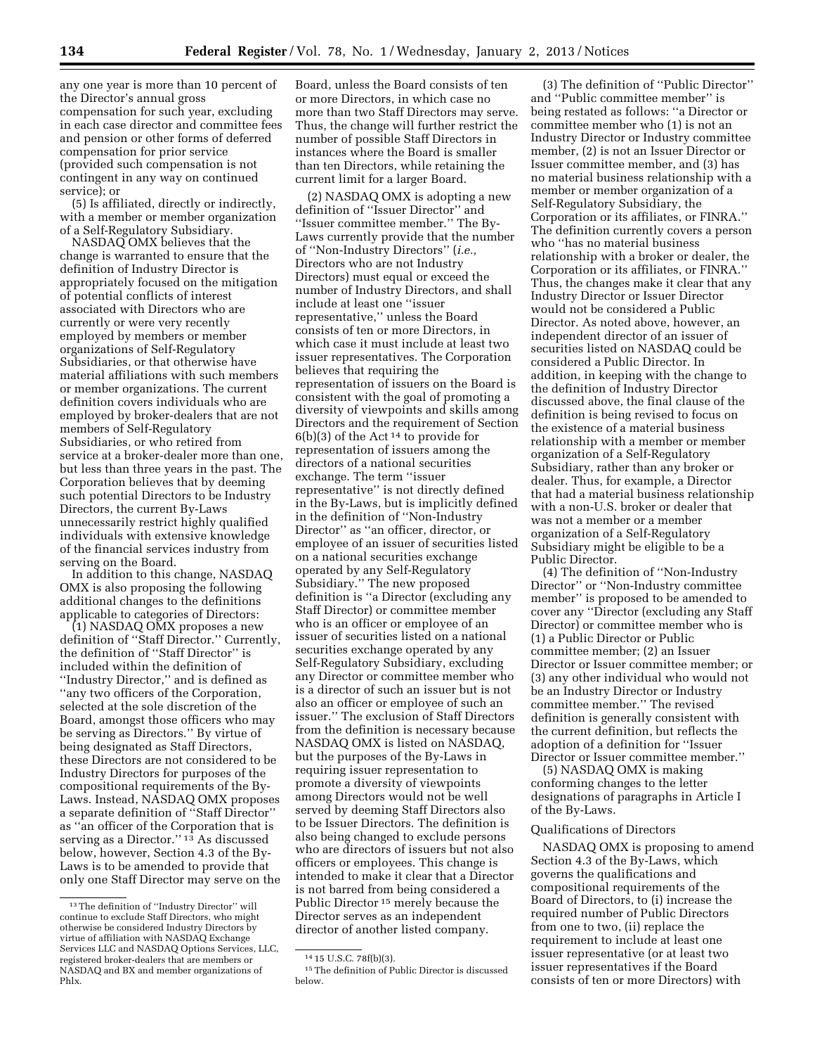any one year is more than 10 percent of the Director's annual gross compensation for such year, excluding in each case director and committee fees and pension or other forms of deferred compensation for prior service (provided such compensation is not contingent in any way on continued service); or

(5) Is affiliated, directly or indirectly, with a member or member organization of a Self-Regulatory Subsidiary.

NASDAQ OMX believes that the change is warranted to ensure that the definition of Industry Director is appropriately focused on the mitigation of potential conflicts of interest associated with Directors who are currently or were very recently employed by members or member organizations of Self-Regulatory Subsidiaries, or that otherwise have material affiliations with such members or member organizations. The current definition covers individuals who are employed by broker-dealers that are not members of Self-Regulatory Subsidiaries, or who retired from service at a broker-dealer more than one, but less than three years in the past. The Corporation believes that by deeming such potential Directors to be Industry Directors, the current By-Laws unnecessarily restrict highly qualified individuals with extensive knowledge of the financial services industry from serving on the Board.

In addition to this change, NASDAQ OMX is also proposing the following additional changes to the definitions applicable to categories of Directors:

(1) NASDAQ OMX proposes a new definition of "Staff Director." Currently, the definition of "Staff Director" is included within the definition of "Industry Director," and is defined as "any two officers of the Corporation, selected at the sole discretion of the Board, amongst those officers who may be serving as Directors." By virtue of being designated as Staff Directors, these Directors are not considered to be Industry Directors for purposes of the compositional requirements of the By-Laws. Instead, NASDAQ OMX proposes a separate definition of "Staff Director" as "an officer of the Corporation that is serving as a Director." [13] As discussed below, however, Section 4.3 of the By-Laws is to be amended to provide that only one Staff Director may serve on the Board, unless the Board consists of ten or more Directors, in which case no more than two Staff Directors may serve. Thus, the change will further restrict the number of possible Staff Directors in instances where the Board is smaller than ten Directors, while retaining the current limit for a larger Board.

(2) NASDAQ OMX is adopting a new definition of "Issuer Director" and "Issuer committee member." The By-Laws currently provide that the number of "Non-Industry Directors" (*i.e.,* Directors who are not Industry Directors) must equal or exceed the number of Industry Directors, and shall include at least one "issuer representative," unless the Board consists of ten or more Directors, in which case it must include at least two issuer representatives. The Corporation believes that requiring the representation of issuers on the Board is consistent with the goal of promoting a diversity of viewpoints and skills among Directors and the requirement of Section 6(b)(3) of the Act [14] to provide for representation of issuers among the directors of a national securities exchange. The term "issuer representative" is not directly defined in the By-Laws, but is implicitly defined in the definition of "Non-Industry Director" as "an officer, director, or employee of an issuer of securities listed on a national securities exchange operated by any Self-Regulatory Subsidiary." The new proposed definition is "a Director (excluding any Staff Director) or committee member who is an officer or employee of an issuer of securities listed on a national securities exchange operated by any Self-Regulatory Subsidiary, excluding any Director or committee member who is a director of such an issuer but is not also an officer or employee of such an issuer." The exclusion of Staff Directors from the definition is necessary because NASDAQ OMX is listed on NASDAQ, but the purposes of the By-Laws in requiring issuer representation to promote a diversity of viewpoints among Directors would not be well served by deeming Staff Directors also to be Issuer Directors. The definition is also being changed to exclude persons who are directors of issuers but not also officers or employees. This change is intended to make it clear that a Director is not barred from being considered a Public Director [15] merely because the Director serves as an independent director of another listed company.

(3) The definition of "Public Director" and "Public committee member" is being restated as follows: "a Director or committee member who (1) is not an Industry Director or Industry committee member, (2) is not an Issuer Director or Issuer committee member, and (3) has no material business relationship with a member or member organization of a Self-Regulatory Subsidiary, the Corporation or its affiliates, or FINRA." The definition currently covers a person who "has no material business relationship with a broker or dealer, the Corporation or its affiliates, or FINRA." Thus, the changes make it clear that any Industry Director or Issuer Director would not be considered a Public Director. As noted above, however, an independent director of an issuer of securities listed on NASDAQ could be considered a Public Director. In addition, in keeping with the change to the definition of Industry Director discussed above, the final clause of the definition is being revised to focus on the existence of a material business relationship with a member or member organization of a Self-Regulatory Subsidiary, rather than any broker or dealer. Thus, for example, a Director that had a material business relationship with a non-U.S. broker or dealer that was not a member or a member organization of a Self-Regulatory Subsidiary might be eligible to be a Public Director.

(4) The definition of "Non-Industry Director" or "Non-Industry committee member" is proposed to be amended to cover any "Director (excluding any Staff Director) or committee member who is (1) a Public Director or Public committee member; (2) an Issuer Director or Issuer committee member; or (3) any other individual who would not be an Industry Director or Industry committee member." The revised definition is generally consistent with the current definition, but reflects the adoption of a definition for "Issuer Director or Issuer committee member."

(5) NASDAQ OMX is making conforming changes to the letter designations of paragraphs in Article I of the By-Laws.

### Qualifications of Directors

NASDAQ OMX is proposing to amend Section 4.3 of the By-Laws, which governs the qualifications and compositional requirements of the Board of Directors, to (i) increase the required number of Public Directors from one to two, (ii) replace the requirement to include at least one issuer representative (or at least two issuer representatives if the Board consists of ten or more Directors) with

[13] The definition of "Industry Director" will continue to exclude Staff Directors, who might otherwise be considered Industry Directors by virtue of affiliation with NASDAQ Exchange Services LLC and NASDAQ Options Services, LLC, registered broker-dealers that are members or NASDAQ and BX and member organizations of Phlx.

[14] 15 U.S.C. 78f(b)(3).

[15] The definition of Public Director is discussed below.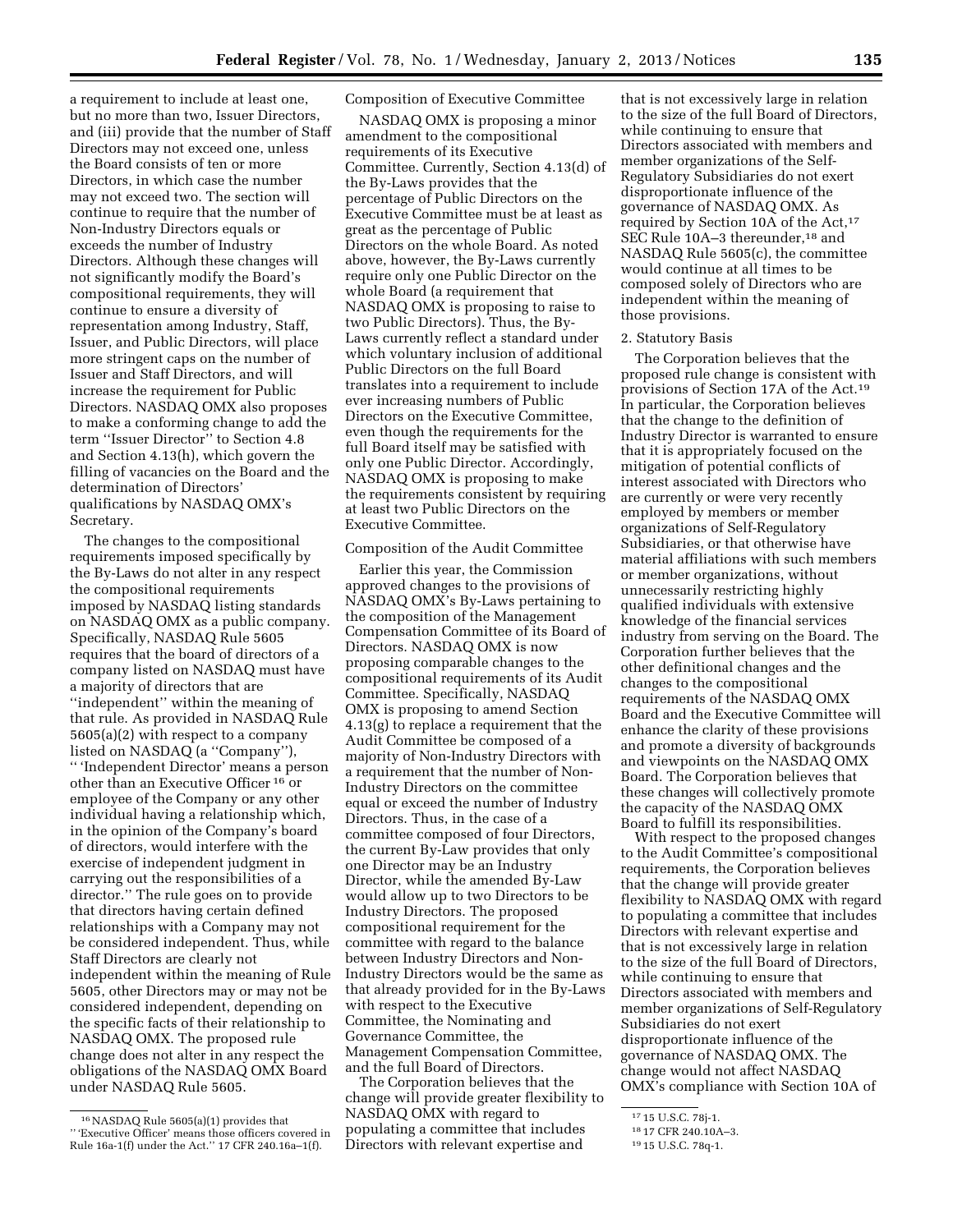a requirement to include at least one, but no more than two, Issuer Directors, and (iii) provide that the number of Staff Directors may not exceed one, unless the Board consists of ten or more Directors, in which case the number may not exceed two. The section will continue to require that the number of Non-Industry Directors equals or exceeds the number of Industry Directors. Although these changes will not significantly modify the Board's compositional requirements, they will continue to ensure a diversity of representation among Industry, Staff, Issuer, and Public Directors, will place more stringent caps on the number of Issuer and Staff Directors, and will increase the requirement for Public Directors. NASDAQ OMX also proposes to make a conforming change to add the term ''Issuer Director'' to Section 4.8 and Section 4.13(h), which govern the filling of vacancies on the Board and the determination of Directors' qualifications by NASDAQ OMX's Secretary.

The changes to the compositional requirements imposed specifically by the By-Laws do not alter in any respect the compositional requirements imposed by NASDAQ listing standards on NASDAQ OMX as a public company. Specifically, NASDAQ Rule 5605 requires that the board of directors of a company listed on NASDAQ must have a majority of directors that are ''independent'' within the meaning of that rule. As provided in NASDAQ Rule 5605(a)(2) with respect to a company listed on NASDAQ (a ''Company''), '' 'Independent Director' means a person other than an Executive Officer [16] or employee of the Company or any other individual having a relationship which, in the opinion of the Company's board of directors, would interfere with the exercise of independent judgment in carrying out the responsibilities of a director.'' The rule goes on to provide that directors having certain defined relationships with a Company may not be considered independent. Thus, while Staff Directors are clearly not independent within the meaning of Rule 5605, other Directors may or may not be considered independent, depending on the specific facts of their relationship to NASDAQ OMX. The proposed rule change does not alter in any respect the obligations of the NASDAQ OMX Board under NASDAQ Rule 5605.

Composition of Executive Committee

NASDAQ OMX is proposing a minor amendment to the compositional requirements of its Executive Committee. Currently, Section 4.13(d) of the By-Laws provides that the percentage of Public Directors on the Executive Committee must be at least as great as the percentage of Public Directors on the whole Board. As noted above, however, the By-Laws currently require only one Public Director on the whole Board (a requirement that NASDAQ OMX is proposing to raise to two Public Directors). Thus, the By-Laws currently reflect a standard under which voluntary inclusion of additional Public Directors on the full Board translates into a requirement to include ever increasing numbers of Public Directors on the Executive Committee, even though the requirements for the full Board itself may be satisfied with only one Public Director. Accordingly, NASDAQ OMX is proposing to make the requirements consistent by requiring at least two Public Directors on the Executive Committee.

Composition of the Audit Committee

Earlier this year, the Commission approved changes to the provisions of NASDAQ OMX's By-Laws pertaining to the composition of the Management Compensation Committee of its Board of Directors. NASDAQ OMX is now proposing comparable changes to the compositional requirements of its Audit Committee. Specifically, NASDAQ OMX is proposing to amend Section 4.13(g) to replace a requirement that the Audit Committee be composed of a majority of Non-Industry Directors with a requirement that the number of Non-Industry Directors on the committee equal or exceed the number of Industry Directors. Thus, in the case of a committee composed of four Directors, the current By-Law provides that only one Director may be an Industry Director, while the amended By-Law would allow up to two Directors to be Industry Directors. The proposed compositional requirement for the committee with regard to the balance between Industry Directors and Non-Industry Directors would be the same as that already provided for in the By-Laws with respect to the Executive Committee, the Nominating and Governance Committee, the Management Compensation Committee, and the full Board of Directors.

The Corporation believes that the change will provide greater flexibility to NASDAQ OMX with regard to populating a committee that includes Directors with relevant expertise and that is not excessively large in relation to the size of the full Board of Directors, while continuing to ensure that Directors associated with members and member organizations of the Self-Regulatory Subsidiaries do not exert disproportionate influence of the governance of NASDAQ OMX. As required by Section 10A of the Act,[17] SEC Rule 10A–3 thereunder,[18] and NASDAQ Rule 5605(c), the committee would continue at all times to be composed solely of Directors who are independent within the meaning of those provisions.

2. Statutory Basis

The Corporation believes that the proposed rule change is consistent with provisions of Section 17A of the Act.[19] In particular, the Corporation believes that the change to the definition of Industry Director is warranted to ensure that it is appropriately focused on the mitigation of potential conflicts of interest associated with Directors who are currently or were very recently employed by members or member organizations of Self-Regulatory Subsidiaries, or that otherwise have material affiliations with such members or member organizations, without unnecessarily restricting highly qualified individuals with extensive knowledge of the financial services industry from serving on the Board. The Corporation further believes that the other definitional changes and the changes to the compositional requirements of the NASDAQ OMX Board and the Executive Committee will enhance the clarity of these provisions and promote a diversity of backgrounds and viewpoints on the NASDAQ OMX Board. The Corporation believes that these changes will collectively promote the capacity of the NASDAQ OMX Board to fulfill its responsibilities.

With respect to the proposed changes to the Audit Committee's compositional requirements, the Corporation believes that the change will provide greater flexibility to NASDAQ OMX with regard to populating a committee that includes Directors with relevant expertise and that is not excessively large in relation to the size of the full Board of Directors, while continuing to ensure that Directors associated with members and member organizations of Self-Regulatory Subsidiaries do not exert disproportionate influence of the governance of NASDAQ OMX. The change would not affect NASDAQ OMX's compliance with Section 10A of

---

[16] NASDAQ Rule 5605(a)(1) provides that '' 'Executive Officer' means those officers covered in Rule 16a-1(f) under the Act.'' 17 CFR 240.16a–1(f).

[17] 15 U.S.C. 78j-1.

[18] 17 CFR 240.10A–3.

[19] 15 U.S.C. 78q-1.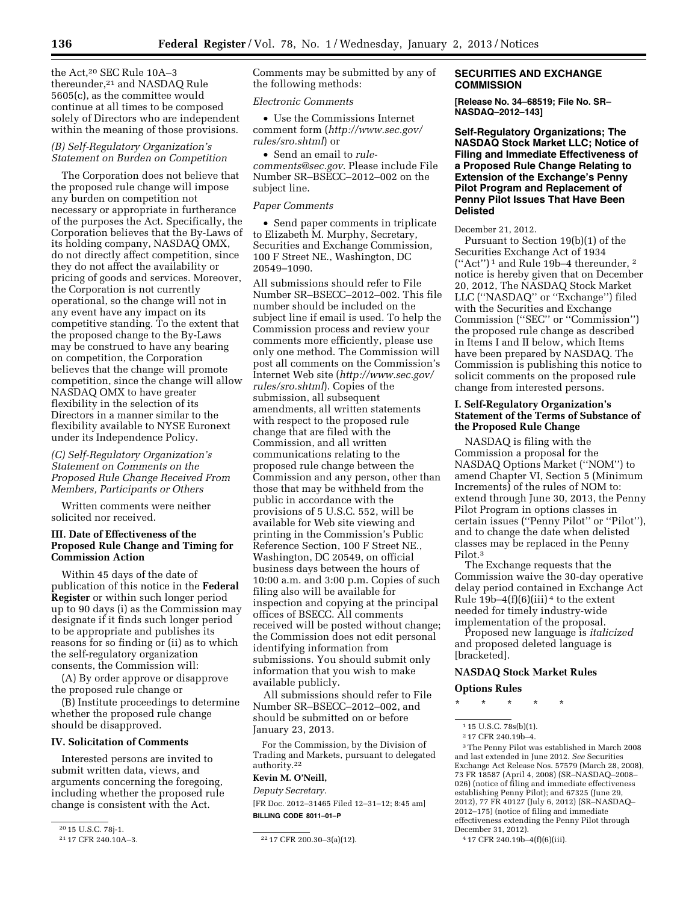the Act,[20] SEC Rule 10A–3 thereunder,[21] and NASDAQ Rule 5605(c), as the committee would continue at all times to be composed solely of Directors who are independent within the meaning of those provisions.

*(B) Self-Regulatory Organization's Statement on Burden on Competition*

The Corporation does not believe that the proposed rule change will impose any burden on competition not necessary or appropriate in furtherance of the purposes the Act. Specifically, the Corporation believes that the By-Laws of its holding company, NASDAQ OMX, do not directly affect competition, since they do not affect the availability or pricing of goods and services. Moreover, the Corporation is not currently operational, so the change will not in any event have any impact on its competitive standing. To the extent that the proposed change to the By-Laws may be construed to have any bearing on competition, the Corporation believes that the change will promote competition, since the change will allow NASDAQ OMX to have greater flexibility in the selection of its Directors in a manner similar to the flexibility available to NYSE Euronext under its Independence Policy.

*(C) Self-Regulatory Organization's Statement on Comments on the Proposed Rule Change Received From Members, Participants or Others*

Written comments were neither solicited nor received.

### III. Date of Effectiveness of the Proposed Rule Change and Timing for Commission Action

Within 45 days of the date of publication of this notice in the **Federal Register** or within such longer period up to 90 days (i) as the Commission may designate if it finds such longer period to be appropriate and publishes its reasons for so finding or (ii) as to which the self-regulatory organization consents, the Commission will:

(A) By order approve or disapprove the proposed rule change or

(B) Institute proceedings to determine whether the proposed rule change should be disapproved.

### IV. Solicitation of Comments

Interested persons are invited to submit written data, views, and arguments concerning the foregoing, including whether the proposed rule change is consistent with the Act. Comments may be submitted by any of the following methods:

*Electronic Comments*

- Use the Commissions Internet comment form (*http://www.sec.gov/rules/sro.shtml*) or
- Send an email to *rule-comments@sec.gov*. Please include File Number SR–BSECC–2012–002 on the subject line.

*Paper Comments*

- Send paper comments in triplicate to Elizabeth M. Murphy, Secretary, Securities and Exchange Commission, 100 F Street NE., Washington, DC 20549–1090.

All submissions should refer to File Number SR–BSECC–2012–002. This file number should be included on the subject line if email is used. To help the Commission process and review your comments more efficiently, please use only one method. The Commission will post all comments on the Commission's Internet Web site (*http://www.sec.gov/rules/sro.shtml*). Copies of the submission, all subsequent amendments, all written statements with respect to the proposed rule change that are filed with the Commission, and all written communications relating to the proposed rule change between the Commission and any person, other than those that may be withheld from the public in accordance with the provisions of 5 U.S.C. 552, will be available for Web site viewing and printing in the Commission's Public Reference Section, 100 F Street NE., Washington, DC 20549, on official business days between the hours of 10:00 a.m. and 3:00 p.m. Copies of such filing also will be available for inspection and copying at the principal offices of BSECC. All comments received will be posted without change; the Commission does not edit personal identifying information from submissions. You should submit only information that you wish to make available publicly.

All submissions should refer to File Number SR–BSECC–2012–002, and should be submitted on or before January 23, 2013.

For the Commission, by the Division of Trading and Markets, pursuant to delegated authority.[22]

**Kevin M. O'Neill,**

*Deputy Secretary.*

[FR Doc. 2012–31465 Filed 12–31–12; 8:45 am]

**BILLING CODE 8011–01–P**

[20] 15 U.S.C. 78j-1.

[21] 17 CFR 240.10A–3.

[22] 17 CFR 200.30–3(a)(12).

## SECURITIES AND EXCHANGE COMMISSION

**[Release No. 34–68519; File No. SR–NASDAQ–2012–143]**

## Self-Regulatory Organizations; The NASDAQ Stock Market LLC; Notice of Filing and Immediate Effectiveness of a Proposed Rule Change Relating to Extension of the Exchange's Penny Pilot Program and Replacement of Penny Pilot Issues That Have Been Delisted

December 21, 2012.

Pursuant to Section 19(b)(1) of the Securities Exchange Act of 1934 (''Act'') [1] and Rule 19b–4 thereunder, [2] notice is hereby given that on December 20, 2012, The NASDAQ Stock Market LLC (''NASDAQ'' or ''Exchange'') filed with the Securities and Exchange Commission (''SEC'' or ''Commission'') the proposed rule change as described in Items I and II below, which Items have been prepared by NASDAQ. The Commission is publishing this notice to solicit comments on the proposed rule change from interested persons.

### I. Self-Regulatory Organization's Statement of the Terms of Substance of the Proposed Rule Change

NASDAQ is filing with the Commission a proposal for the NASDAQ Options Market (''NOM'') to amend Chapter VI, Section 5 (Minimum Increments) of the rules of NOM to: extend through June 30, 2013, the Penny Pilot Program in options classes in certain issues (''Penny Pilot'' or ''Pilot''), and to change the date when delisted classes may be replaced in the Penny Pilot.[3]

The Exchange requests that the Commission waive the 30-day operative delay period contained in Exchange Act Rule 19b–4(f)(6)(iii) [4] to the extent needed for timely industry-wide implementation of the proposal.

Proposed new language is *italicized* and proposed deleted language is [bracketed].

### NASDAQ Stock Market Rules

### Options Rules

\* \* \* \* \*

[1] 15 U.S.C. 78s(b)(1).

[2] 17 CFR 240.19b–4.

[3] The Penny Pilot was established in March 2008 and last extended in June 2012. *See* Securities Exchange Act Release Nos. 57579 (March 28, 2008), 73 FR 18587 (April 4, 2008) (SR–NASDAQ–2008–026) (notice of filing and immediate effectiveness establishing Penny Pilot); and 67325 (June 29, 2012), 77 FR 40127 (July 6, 2012) (SR–NASDAQ–2012–175) (notice of filing and immediate effectiveness extending the Penny Pilot through December 31, 2012).

[4] 17 CFR 240.19b–4(f)(6)(iii).